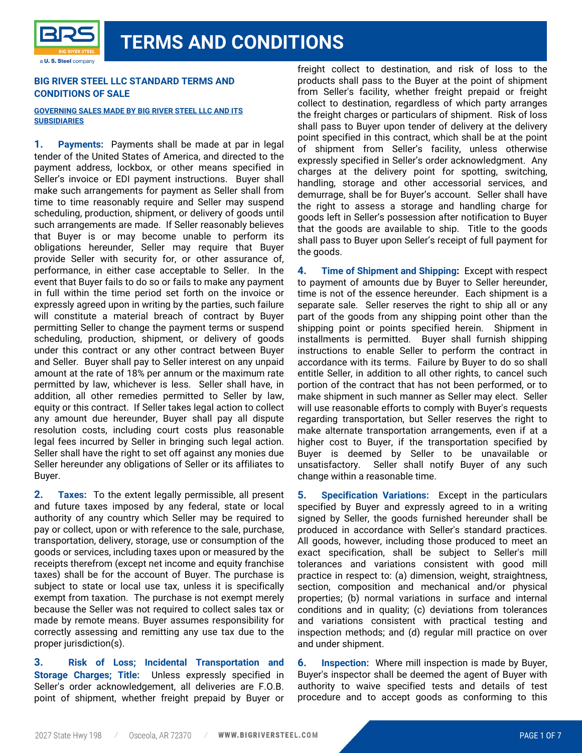# TERMS AND CONDITIONS

## BIG RIVER STEEL LLC STANDARD TERMS AND CONDITIONS OF SALE

**GOVERNING SALES MADE BY BIG RIVER STEEL LLC AND ITS SUBSIDIARIES**

**1. Payments:** Payments shall be made at par in legal tender of the United States of America, and directed to the payment address, lockbox, or other means specified in Seller's invoice or EDI payment instructions. Buyer shall make such arrangements for payment as Seller shall from time to time reasonably require and Seller may suspend scheduling, production, shipment, or delivery of goods until such arrangements are made. If Seller reasonably believes that Buyer is or may become unable to perform its obligations hereunder, Seller may require that Buyer provide Seller with security for, or other assurance of, performance, in either case acceptable to Seller. In the event that Buyer fails to do so or fails to make any payment in full within the time period set forth on the invoice or expressly agreed upon in writing by the parties, such failure will constitute a material breach of contract by Buyer permitting Seller to change the payment terms or suspend scheduling, production, shipment, or delivery of goods under this contract or any other contract between Buyer and Seller. Buyer shall pay to Seller interest on any unpaid amount at the rate of 18% per annum or the maximum rate permitted by law, whichever is less. Seller shall have, in addition, all other remedies permitted to Seller by law, equity or this contract. If Seller takes legal action to collect any amount due hereunder, Buyer shall pay all dispute resolution costs, including court costs plus reasonable legal fees incurred by Seller in bringing such legal action. Seller shall have the right to set off against any monies due Seller hereunder any obligations of Seller or its affiliates to Buyer.

**2. Taxes:** To the extent legally permissible, all present and future taxes imposed by any federal, state or local authority of any country which Seller may be required to pay or collect, upon or with reference to the sale, purchase, transportation, delivery, storage, use or consumption of the goods or services, including taxes upon or measured by the receipts therefrom (except net income and equity franchise taxes) shall be for the account of Buyer. The purchase is subject to state or local use tax, unless it is specifically exempt from taxation. The purchase is not exempt merely because the Seller was not required to collect sales tax or made by remote means. Buyer assumes responsibility for correctly assessing and remitting any use tax due to the proper jurisdiction(s).

**3. Risk of Loss; Incidental Transportation and Storage Charges; Title:** Unless expressly specified in Seller's order acknowledgement, all deliveries are F.O.B. point of shipment, whether freight prepaid by Buyer or freight collect to destination, and risk of loss to the products shall pass to the Buyer at the point of shipment from Seller's facility, whether freight prepaid or freight collect to destination, regardless of which party arranges the freight charges or particulars of shipment. Risk of loss shall pass to Buyer upon tender of delivery at the delivery point specified in this contract, which shall be at the point of shipment from Seller's facility, unless otherwise expressly specified in Seller's order acknowledgment. Any charges at the delivery point for spotting, switching, handling, storage and other accessorial services, and demurrage, shall be for Buyer's account. Seller shall have the right to assess a storage and handling charge for goods left in Seller's possession after notification to Buyer that the goods are available to ship. Title to the goods shall pass to Buyer upon Seller's receipt of full payment for the goods.

**4. Time of Shipment and Shipping:** Except with respect to payment of amounts due by Buyer to Seller hereunder, time is not of the essence hereunder. Each shipment is a separate sale. Seller reserves the right to ship all or any part of the goods from any shipping point other than the shipping point or points specified herein. Shipment in installments is permitted. Buyer shall furnish shipping instructions to enable Seller to perform the contract in accordance with its terms. Failure by Buyer to do so shall entitle Seller, in addition to all other rights, to cancel such portion of the contract that has not been performed, or to make shipment in such manner as Seller may elect. Seller will use reasonable efforts to comply with Buyer's requests regarding transportation, but Seller reserves the right to make alternate transportation arrangements, even if at a higher cost to Buyer, if the transportation specified by Buyer is deemed by Seller to be unavailable or unsatisfactory. Seller shall notify Buyer of any such change within a reasonable time.

**5. Specification Variations:** Except in the particulars specified by Buyer and expressly agreed to in a writing signed by Seller, the goods furnished hereunder shall be produced in accordance with Seller's standard practices. All goods, however, including those produced to meet an exact specification, shall be subject to Seller's mill tolerances and variations consistent with good mill practice in respect to: (a) dimension, weight, straightness, section, composition and mechanical and/or physical properties; (b) normal variations in surface and internal conditions and in quality; (c) deviations from tolerances and variations consistent with practical testing and inspection methods; and (d) regular mill practice on over and under shipment.

**6. Inspection:** Where mill inspection is made by Buyer, Buyer's inspector shall be deemed the agent of Buyer with authority to waive specified tests and details of test procedure and to accept goods as conforming to this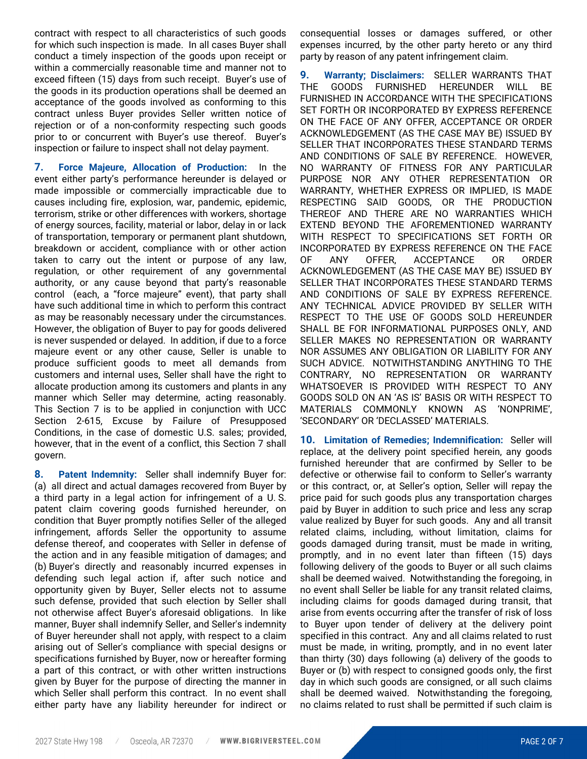contract with respect to all characteristics of such goods for which such inspection is made. In all cases Buyer shall conduct a timely inspection of the goods upon receipt or within a commercially reasonable time and manner not to exceed fifteen (15) days from such receipt. Buyer's use of the goods in its production operations shall be deemed an acceptance of the goods involved as conforming to this contract unless Buyer provides Seller written notice of rejection or of a non-conformity respecting such goods prior to or concurrent with Buyer's use thereof. Buyer's inspection or failure to inspect shall not delay payment.

**7. Force Majeure, Allocation of Production:** In the event either party's performance hereunder is delayed or made impossible or commercially impracticable due to causes including fire, explosion, war, pandemic, epidemic, terrorism, strike or other differences with workers, shortage of energy sources, facility, material or labor, delay in or lack of transportation, temporary or permanent plant shutdown, breakdown or accident, compliance with or other action taken to carry out the intent or purpose of any law, regulation, or other requirement of any governmental authority, or any cause beyond that party's reasonable control (each, a "force majeure" event), that party shall have such additional time in which to perform this contract as may be reasonably necessary under the circumstances. However, the obligation of Buyer to pay for goods delivered is never suspended or delayed. In addition, if due to a force majeure event or any other cause, Seller is unable to produce sufficient goods to meet all demands from customers and internal uses, Seller shall have the right to allocate production among its customers and plants in any manner which Seller may determine, acting reasonably. This Section 7 is to be applied in conjunction with UCC Section 2-615, Excuse by Failure of Presupposed Conditions, in the case of domestic U.S. sales; provided, however, that in the event of a conflict, this Section 7 shall govern.

**8. Patent Indemnity:** Seller shall indemnify Buyer for: (a) all direct and actual damages recovered from Buyer by a third party in a legal action for infringement of a U. S. patent claim covering goods furnished hereunder, on condition that Buyer promptly notifies Seller of the alleged infringement, affords Seller the opportunity to assume defense thereof, and cooperates with Seller in defense of the action and in any feasible mitigation of damages; and (b) Buyer's directly and reasonably incurred expenses in defending such legal action if, after such notice and opportunity given by Buyer, Seller elects not to assume such defense, provided that such election by Seller shall not otherwise affect Buyer's aforesaid obligations. In like manner, Buyer shall indemnify Seller, and Seller's indemnity of Buyer hereunder shall not apply, with respect to a claim arising out of Seller's compliance with special designs or specifications furnished by Buyer, now or hereafter forming a part of this contract, or with other written instructions given by Buyer for the purpose of directing the manner in which Seller shall perform this contract. In no event shall either party have any liability hereunder for indirect or consequential losses or damages suffered, or other expenses incurred, by the other party hereto or any third party by reason of any patent infringement claim.

**9. Warranty; Disclaimers:** SELLER WARRANTS THAT THE GOODS FURNISHED HEREUNDER WILL BE FURNISHED IN ACCORDANCE WITH THE SPECIFICATIONS SET FORTH OR INCORPORATED BY EXPRESS REFERENCE ON THE FACE OF ANY OFFER, ACCEPTANCE OR ORDER ACKNOWLEDGEMENT (AS THE CASE MAY BE) ISSUED BY SELLER THAT INCORPORATES THESE STANDARD TERMS AND CONDITIONS OF SALE BY REFERENCE. HOWEVER, NO WARRANTY OF FITNESS FOR ANY PARTICULAR PURPOSE NOR ANY OTHER REPRESENTATION OR WARRANTY, WHETHER EXPRESS OR IMPLIED, IS MADE RESPECTING SAID GOODS, OR THE PRODUCTION THEREOF AND THERE ARE NO WARRANTIES WHICH EXTEND BEYOND THE AFOREMENTIONED WARRANTY WITH RESPECT TO SPECIFICATIONS SET FORTH OR INCORPORATED BY EXPRESS REFERENCE ON THE FACE OF ANY OFFER, ACCEPTANCE OR ORDER ACKNOWLEDGEMENT (AS THE CASE MAY BE) ISSUED BY SELLER THAT INCORPORATES THESE STANDARD TERMS AND CONDITIONS OF SALE BY EXPRESS REFERENCE. ANY TECHNICAL ADVICE PROVIDED BY SELLER WITH RESPECT TO THE USE OF GOODS SOLD HEREUNDER SHALL BE FOR INFORMATIONAL PURPOSES ONLY, AND SELLER MAKES NO REPRESENTATION OR WARRANTY NOR ASSUMES ANY OBLIGATION OR LIABILITY FOR ANY SUCH ADVICE. NOTWITHSTANDING ANYTHING TO THE CONTRARY, NO REPRESENTATION OR WARRANTY WHATSOEVER IS PROVIDED WITH RESPECT TO ANY GOODS SOLD ON AN 'AS IS' BASIS OR WITH RESPECT TO MATERIALS COMMONLY KNOWN AS 'NONPRIME', 'SECONDARY' OR 'DECLASSED' MATERIALS.

**10. Limitation of Remedies; Indemnification:** Seller will replace, at the delivery point specified herein, any goods furnished hereunder that are confirmed by Seller to be defective or otherwise fail to conform to Seller's warranty or this contract, or, at Seller's option, Seller will repay the price paid for such goods plus any transportation charges paid by Buyer in addition to such price and less any scrap value realized by Buyer for such goods. Any and all transit related claims, including, without limitation, claims for goods damaged during transit, must be made in writing, promptly, and in no event later than fifteen (15) days following delivery of the goods to Buyer or all such claims shall be deemed waived. Notwithstanding the foregoing, in no event shall Seller be liable for any transit related claims, including claims for goods damaged during transit, that arise from events occurring after the transfer of risk of loss to Buyer upon tender of delivery at the delivery point specified in this contract. Any and all claims related to rust must be made, in writing, promptly, and in no event later than thirty (30) days following (a) delivery of the goods to Buyer or (b) with respect to consigned goods only, the first day in which such goods are consigned, or all such claims shall be deemed waived. Notwithstanding the foregoing, no claims related to rust shall be permitted if such claim is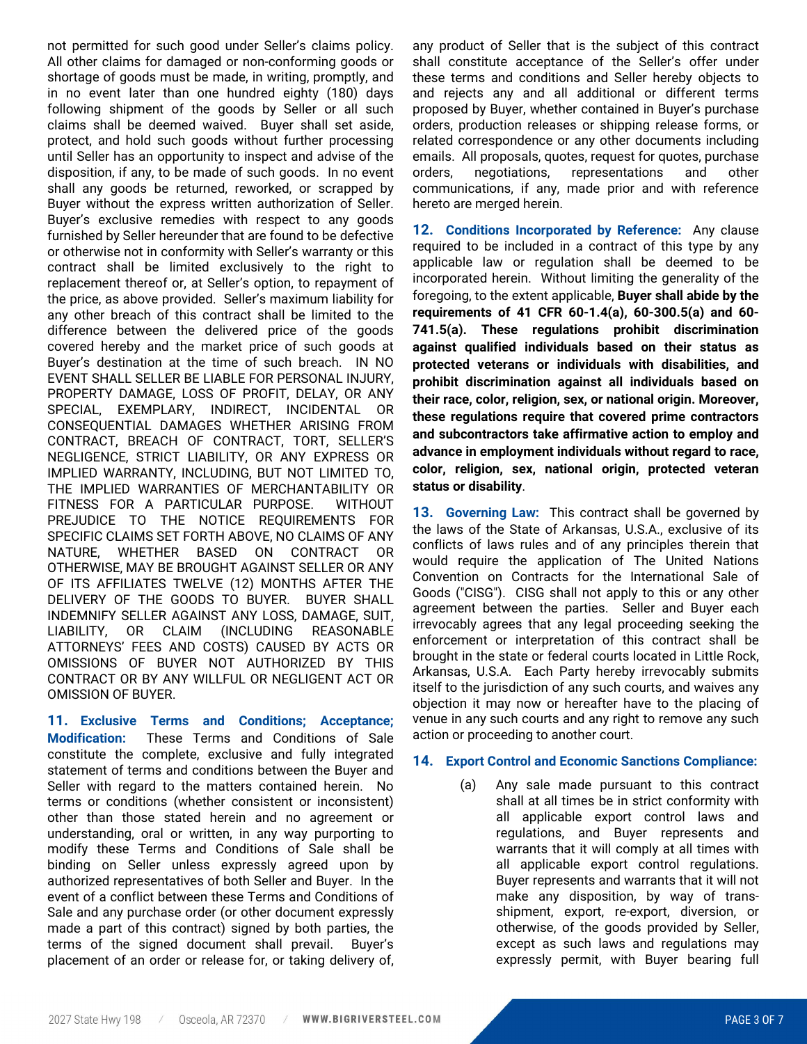not permitted for such good under Seller's claims policy. All other claims for damaged or non-conforming goods or shortage of goods must be made, in writing, promptly, and in no event later than one hundred eighty (180) days following shipment of the goods by Seller or all such claims shall be deemed waived. Buyer shall set aside, protect, and hold such goods without further processing until Seller has an opportunity to inspect and advise of the disposition, if any, to be made of such goods. In no event shall any goods be returned, reworked, or scrapped by Buyer without the express written authorization of Seller. Buyer's exclusive remedies with respect to any goods furnished by Seller hereunder that are found to be defective or otherwise not in conformity with Seller's warranty or this contract shall be limited exclusively to the right to replacement thereof or, at Seller's option, to repayment of the price, as above provided. Seller's maximum liability for any other breach of this contract shall be limited to the difference between the delivered price of the goods covered hereby and the market price of such goods at Buyer's destination at the time of such breach. IN NO EVENT SHALL SELLER BE LIABLE FOR PERSONAL INJURY, PROPERTY DAMAGE, LOSS OF PROFIT, DELAY, OR ANY SPECIAL, EXEMPLARY, INDIRECT, INCIDENTAL OR CONSEQUENTIAL DAMAGES WHETHER ARISING FROM CONTRACT, BREACH OF CONTRACT, TORT, SELLER'S NEGLIGENCE, STRICT LIABILITY, OR ANY EXPRESS OR IMPLIED WARRANTY, INCLUDING, BUT NOT LIMITED TO, THE IMPLIED WARRANTIES OF MERCHANTABILITY OR FITNESS FOR A PARTICULAR PURPOSE. WITHOUT PREJUDICE TO THE NOTICE REQUIREMENTS FOR SPECIFIC CLAIMS SET FORTH ABOVE, NO CLAIMS OF ANY NATURE, WHETHER BASED ON CONTRACT OR OTHERWISE, MAY BE BROUGHT AGAINST SELLER OR ANY OF ITS AFFILIATES TWELVE (12) MONTHS AFTER THE DELIVERY OF THE GOODS TO BUYER. BUYER SHALL INDEMNIFY SELLER AGAINST ANY LOSS, DAMAGE, SUIT, LIABILITY, OR CLAIM (INCLUDING REASONABLE ATTORNEYS' FEES AND COSTS) CAUSED BY ACTS OR OMISSIONS OF BUYER NOT AUTHORIZED BY THIS CONTRACT OR BY ANY WILLFUL OR NEGLIGENT ACT OR OMISSION OF BUYER.

**11. Exclusive Terms and Conditions; Acceptance; Modification:** These Terms and Conditions of Sale constitute the complete, exclusive and fully integrated statement of terms and conditions between the Buyer and Seller with regard to the matters contained herein. No terms or conditions (whether consistent or inconsistent) other than those stated herein and no agreement or understanding, oral or written, in any way purporting to modify these Terms and Conditions of Sale shall be binding on Seller unless expressly agreed upon by authorized representatives of both Seller and Buyer. In the event of a conflict between these Terms and Conditions of Sale and any purchase order (or other document expressly made a part of this contract) signed by both parties, the terms of the signed document shall prevail. Buyer's placement of an order or release for, or taking delivery of, any product of Seller that is the subject of this contract shall constitute acceptance of the Seller's offer under these terms and conditions and Seller hereby objects to and rejects any and all additional or different terms proposed by Buyer, whether contained in Buyer's purchase orders, production releases or shipping release forms, or related correspondence or any other documents including emails. All proposals, quotes, request for quotes, purchase orders, negotiations, representations and other communications, if any, made prior and with reference hereto are merged herein.

**12. Conditions Incorporated by Reference:** Any clause required to be included in a contract of this type by any applicable law or regulation shall be deemed to be incorporated herein. Without limiting the generality of the foregoing, to the extent applicable, **Buyer shall abide by the requirements of 41 CFR 60-1.4(a), 60-300.5(a) and 60-741.5(a). These regulations prohibit discrimination against qualified individuals based on their status as protected veterans or individuals with disabilities, and prohibit discrimination against all individuals based on their race, color, religion, sex, or national origin. Moreover, these regulations require that covered prime contractors and subcontractors take affirmative action to employ and advance in employment individuals without regard to race, color, religion, sex, national origin, protected veteran status or disability**.

**13. Governing Law:** This contract shall be governed by the laws of the State of Arkansas, U.S.A., exclusive of its conflicts of laws rules and of any principles therein that would require the application of The United Nations Convention on Contracts for the International Sale of Goods ("CISG"). CISG shall not apply to this or any other agreement between the parties. Seller and Buyer each irrevocably agrees that any legal proceeding seeking the enforcement or interpretation of this contract shall be brought in the state or federal courts located in Little Rock, Arkansas, U.S.A. Each Party hereby irrevocably submits itself to the jurisdiction of any such courts, and waives any objection it may now or hereafter have to the placing of venue in any such courts and any right to remove any such action or proceeding to another court.

**14. Export Control and Economic Sanctions Compliance:**

(a) Any sale made pursuant to this contract shall at all times be in strict conformity with all applicable export control laws and regulations, and Buyer represents and warrants that it will comply at all times with all applicable export control regulations. Buyer represents and warrants that it will not make any disposition, by way of trans-shipment, export, re-export, diversion, or otherwise, of the goods provided by Seller, except as such laws and regulations may expressly permit, with Buyer bearing full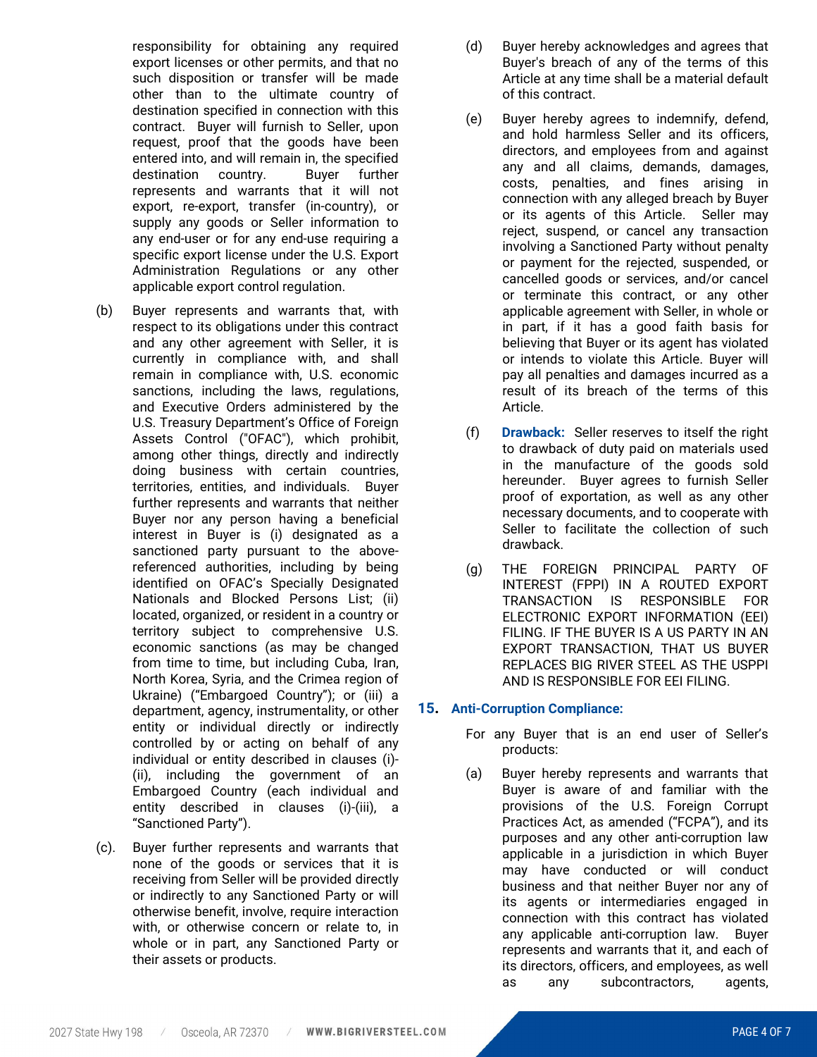responsibility for obtaining any required export licenses or other permits, and that no such disposition or transfer will be made other than to the ultimate country of destination specified in connection with this contract. Buyer will furnish to Seller, upon request, proof that the goods have been entered into, and will remain in, the specified destination country. Buyer further represents and warrants that it will not export, re-export, transfer (in-country), or supply any goods or Seller information to any end-user or for any end-use requiring a specific export license under the U.S. Export Administration Regulations or any other applicable export control regulation.

(b) Buyer represents and warrants that, with respect to its obligations under this contract and any other agreement with Seller, it is currently in compliance with, and shall remain in compliance with, U.S. economic sanctions, including the laws, regulations, and Executive Orders administered by the U.S. Treasury Department's Office of Foreign Assets Control ("OFAC"), which prohibit, among other things, directly and indirectly doing business with certain countries, territories, entities, and individuals. Buyer further represents and warrants that neither Buyer nor any person having a beneficial interest in Buyer is (i) designated as a sanctioned party pursuant to the above-referenced authorities, including by being identified on OFAC's Specially Designated Nationals and Blocked Persons List; (ii) located, organized, or resident in a country or territory subject to comprehensive U.S. economic sanctions (as may be changed from time to time, but including Cuba, Iran, North Korea, Syria, and the Crimea region of Ukraine) ("Embargoed Country"); or (iii) a department, agency, instrumentality, or other entity or individual directly or indirectly controlled by or acting on behalf of any individual or entity described in clauses (i)-(ii), including the government of an Embargoed Country (each individual and entity described in clauses (i)-(iii), a "Sanctioned Party").

(c). Buyer further represents and warrants that none of the goods or services that it is receiving from Seller will be provided directly or indirectly to any Sanctioned Party or will otherwise benefit, involve, require interaction with, or otherwise concern or relate to, in whole or in part, any Sanctioned Party or their assets or products.

(d) Buyer hereby acknowledges and agrees that Buyer's breach of any of the terms of this Article at any time shall be a material default of this contract.

(e) Buyer hereby agrees to indemnify, defend, and hold harmless Seller and its officers, directors, and employees from and against any and all claims, demands, damages, costs, penalties, and fines arising in connection with any alleged breach by Buyer or its agents of this Article. Seller may reject, suspend, or cancel any transaction involving a Sanctioned Party without penalty or payment for the rejected, suspended, or cancelled goods or services, and/or cancel or terminate this contract, or any other applicable agreement with Seller, in whole or in part, if it has a good faith basis for believing that Buyer or its agent has violated or intends to violate this Article. Buyer will pay all penalties and damages incurred as a result of its breach of the terms of this Article.

(f) **Drawback:** Seller reserves to itself the right to drawback of duty paid on materials used in the manufacture of the goods sold hereunder. Buyer agrees to furnish Seller proof of exportation, as well as any other necessary documents, and to cooperate with Seller to facilitate the collection of such drawback.

(g) THE FOREIGN PRINCIPAL PARTY OF INTEREST (FPPI) IN A ROUTED EXPORT TRANSACTION IS RESPONSIBLE FOR ELECTRONIC EXPORT INFORMATION (EEI) FILING. IF THE BUYER IS A US PARTY IN AN EXPORT TRANSACTION, THAT US BUYER REPLACES BIG RIVER STEEL AS THE USPPI AND IS RESPONSIBLE FOR EEI FILING.

## 15. Anti-Corruption Compliance:

For any Buyer that is an end user of Seller's products:

(a) Buyer hereby represents and warrants that Buyer is aware of and familiar with the provisions of the U.S. Foreign Corrupt Practices Act, as amended ("FCPA"), and its purposes and any other anti-corruption law applicable in a jurisdiction in which Buyer may have conducted or will conduct business and that neither Buyer nor any of its agents or intermediaries engaged in connection with this contract has violated any applicable anti-corruption law. Buyer represents and warrants that it, and each of its directors, officers, and employees, as well as any subcontractors, agents,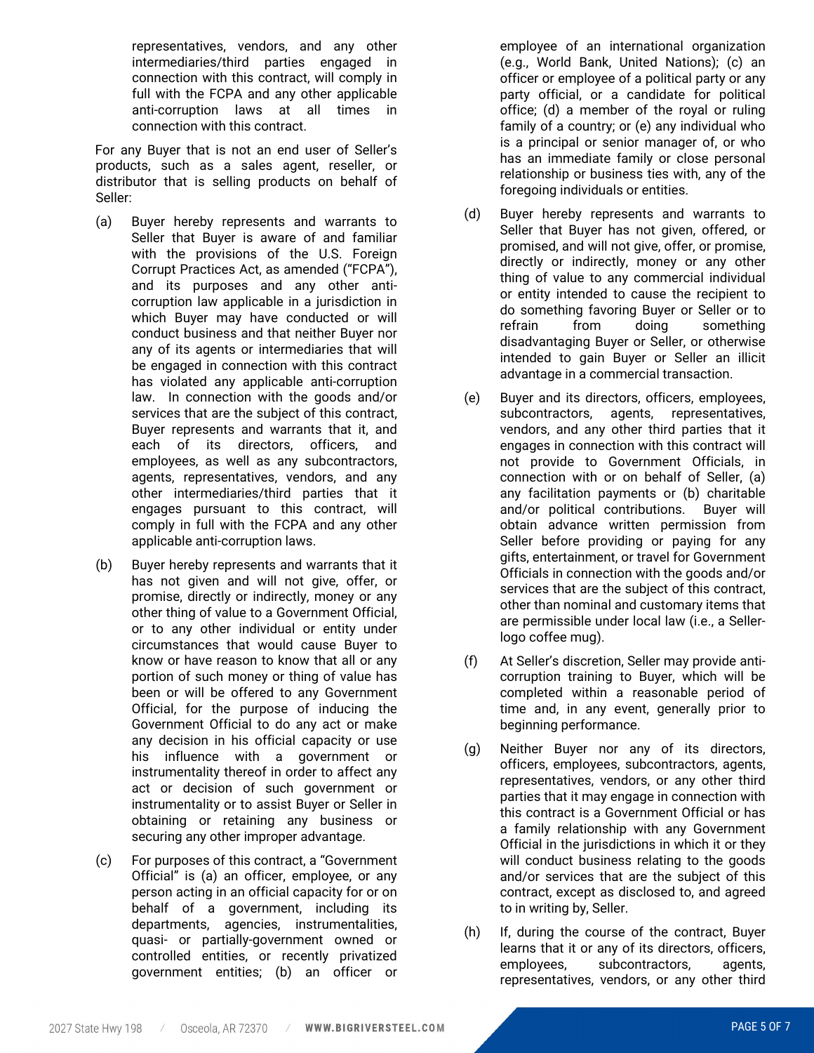representatives, vendors, and any other intermediaries/third parties engaged in connection with this contract, will comply in full with the FCPA and any other applicable anti-corruption laws at all times in connection with this contract.

For any Buyer that is not an end user of Seller's products, such as a sales agent, reseller, or distributor that is selling products on behalf of Seller:

(a) Buyer hereby represents and warrants to Seller that Buyer is aware of and familiar with the provisions of the U.S. Foreign Corrupt Practices Act, as amended ("FCPA"), and its purposes and any other anti-corruption law applicable in a jurisdiction in which Buyer may have conducted or will conduct business and that neither Buyer nor any of its agents or intermediaries that will be engaged in connection with this contract has violated any applicable anti-corruption law. In connection with the goods and/or services that are the subject of this contract, Buyer represents and warrants that it, and each of its directors, officers, and employees, as well as any subcontractors, agents, representatives, vendors, and any other intermediaries/third parties that it engages pursuant to this contract, will comply in full with the FCPA and any other applicable anti-corruption laws.

(b) Buyer hereby represents and warrants that it has not given and will not give, offer, or promise, directly or indirectly, money or any other thing of value to a Government Official, or to any other individual or entity under circumstances that would cause Buyer to know or have reason to know that all or any portion of such money or thing of value has been or will be offered to any Government Official, for the purpose of inducing the Government Official to do any act or make any decision in his official capacity or use his influence with a government or instrumentality thereof in order to affect any act or decision of such government or instrumentality or to assist Buyer or Seller in obtaining or retaining any business or securing any other improper advantage.

(c) For purposes of this contract, a "Government Official" is (a) an officer, employee, or any person acting in an official capacity for or on behalf of a government, including its departments, agencies, instrumentalities, quasi- or partially-government owned or controlled entities, or recently privatized government entities; (b) an officer or employee of an international organization (e.g., World Bank, United Nations); (c) an officer or employee of a political party or any party official, or a candidate for political office; (d) a member of the royal or ruling family of a country; or (e) any individual who is a principal or senior manager of, or who has an immediate family or close personal relationship or business ties with, any of the foregoing individuals or entities.

(d) Buyer hereby represents and warrants to Seller that Buyer has not given, offered, or promised, and will not give, offer, or promise, directly or indirectly, money or any other thing of value to any commercial individual or entity intended to cause the recipient to do something favoring Buyer or Seller or to refrain from doing something disadvantaging Buyer or Seller, or otherwise intended to gain Buyer or Seller an illicit advantage in a commercial transaction.

(e) Buyer and its directors, officers, employees, subcontractors, agents, representatives, vendors, and any other third parties that it engages in connection with this contract will not provide to Government Officials, in connection with or on behalf of Seller, (a) any facilitation payments or (b) charitable and/or political contributions. Buyer will obtain advance written permission from Seller before providing or paying for any gifts, entertainment, or travel for Government Officials in connection with the goods and/or services that are the subject of this contract, other than nominal and customary items that are permissible under local law (i.e., a Seller-logo coffee mug).

(f) At Seller's discretion, Seller may provide anti-corruption training to Buyer, which will be completed within a reasonable period of time and, in any event, generally prior to beginning performance.

(g) Neither Buyer nor any of its directors, officers, employees, subcontractors, agents, representatives, vendors, or any other third parties that it may engage in connection with this contract is a Government Official or has a family relationship with any Government Official in the jurisdictions in which it or they will conduct business relating to the goods and/or services that are the subject of this contract, except as disclosed to, and agreed to in writing by, Seller.

(h) If, during the course of the contract, Buyer learns that it or any of its directors, officers, employees, subcontractors, agents, representatives, vendors, or any other third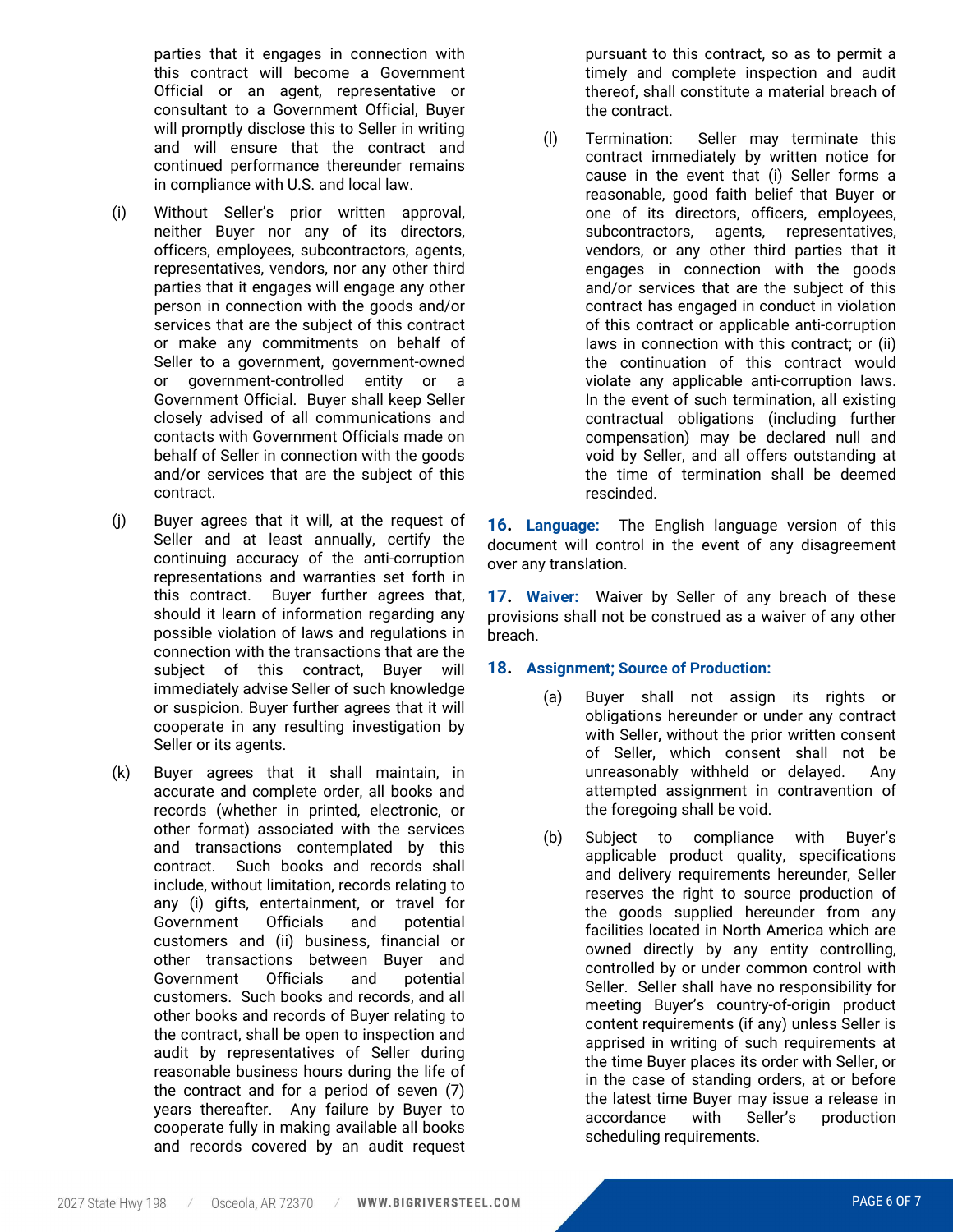parties that it engages in connection with this contract will become a Government Official or an agent, representative or consultant to a Government Official, Buyer will promptly disclose this to Seller in writing and will ensure that the contract and continued performance thereunder remains in compliance with U.S. and local law.

(i) Without Seller's prior written approval, neither Buyer nor any of its directors, officers, employees, subcontractors, agents, representatives, vendors, nor any other third parties that it engages will engage any other person in connection with the goods and/or services that are the subject of this contract or make any commitments on behalf of Seller to a government, government-owned or government-controlled entity or a Government Official. Buyer shall keep Seller closely advised of all communications and contacts with Government Officials made on behalf of Seller in connection with the goods and/or services that are the subject of this contract.

(j) Buyer agrees that it will, at the request of Seller and at least annually, certify the continuing accuracy of the anti-corruption representations and warranties set forth in this contract. Buyer further agrees that, should it learn of information regarding any possible violation of laws and regulations in connection with the transactions that are the subject of this contract, Buyer will immediately advise Seller of such knowledge or suspicion. Buyer further agrees that it will cooperate in any resulting investigation by Seller or its agents.

(k) Buyer agrees that it shall maintain, in accurate and complete order, all books and records (whether in printed, electronic, or other format) associated with the services and transactions contemplated by this contract. Such books and records shall include, without limitation, records relating to any (i) gifts, entertainment, or travel for Government Officials and potential customers and (ii) business, financial or other transactions between Buyer and Government Officials and potential customers. Such books and records, and all other books and records of Buyer relating to the contract, shall be open to inspection and audit by representatives of Seller during reasonable business hours during the life of the contract and for a period of seven (7) years thereafter. Any failure by Buyer to cooperate fully in making available all books and records covered by an audit request pursuant to this contract, so as to permit a timely and complete inspection and audit thereof, shall constitute a material breach of the contract.

(l) Termination: Seller may terminate this contract immediately by written notice for cause in the event that (i) Seller forms a reasonable, good faith belief that Buyer or one of its directors, officers, employees, subcontractors, agents, representatives, vendors, or any other third parties that it engages in connection with the goods and/or services that are the subject of this contract has engaged in conduct in violation of this contract or applicable anti-corruption laws in connection with this contract; or (ii) the continuation of this contract would violate any applicable anti-corruption laws. In the event of such termination, all existing contractual obligations (including further compensation) may be declared null and void by Seller, and all offers outstanding at the time of termination shall be deemed rescinded.

**16. Language:** The English language version of this document will control in the event of any disagreement over any translation.

**17. Waiver:** Waiver by Seller of any breach of these provisions shall not be construed as a waiver of any other breach.

**18. Assignment; Source of Production:**

(a) Buyer shall not assign its rights or obligations hereunder or under any contract with Seller, without the prior written consent of Seller, which consent shall not be unreasonably withheld or delayed. Any attempted assignment in contravention of the foregoing shall be void.

(b) Subject to compliance with Buyer's applicable product quality, specifications and delivery requirements hereunder, Seller reserves the right to source production of the goods supplied hereunder from any facilities located in North America which are owned directly by any entity controlling, controlled by or under common control with Seller. Seller shall have no responsibility for meeting Buyer's country-of-origin product content requirements (if any) unless Seller is apprised in writing of such requirements at the time Buyer places its order with Seller, or in the case of standing orders, at or before the latest time Buyer may issue a release in accordance with Seller's production scheduling requirements.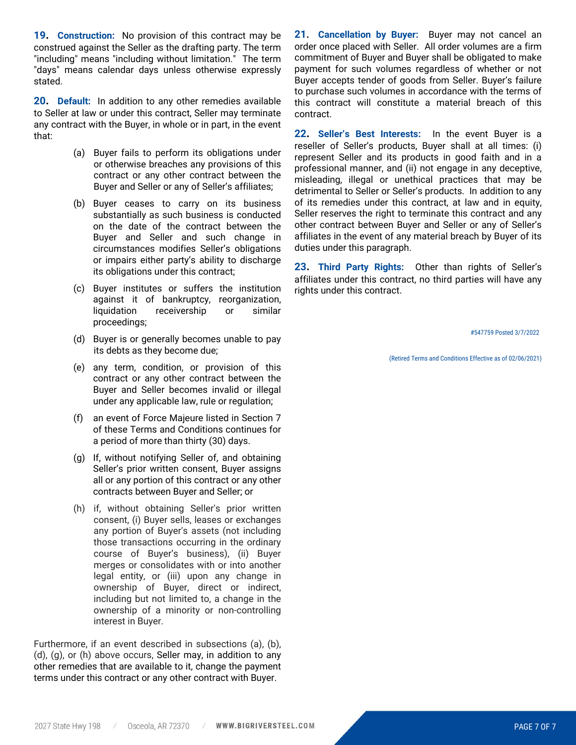**19. Construction:** No provision of this contract may be construed against the Seller as the drafting party. The term "including" means "including without limitation." The term "days" means calendar days unless otherwise expressly stated.

**20. Default:** In addition to any other remedies available to Seller at law or under this contract, Seller may terminate any contract with the Buyer, in whole or in part, in the event that:

(a) Buyer fails to perform its obligations under or otherwise breaches any provisions of this contract or any other contract between the Buyer and Seller or any of Seller's affiliates;

(b) Buyer ceases to carry on its business substantially as such business is conducted on the date of the contract between the Buyer and Seller and such change in circumstances modifies Seller's obligations or impairs either party's ability to discharge its obligations under this contract;

(c) Buyer institutes or suffers the institution against it of bankruptcy, reorganization, liquidation receivership or similar proceedings;

(d) Buyer is or generally becomes unable to pay its debts as they become due;

(e) any term, condition, or provision of this contract or any other contract between the Buyer and Seller becomes invalid or illegal under any applicable law, rule or regulation;

(f) an event of Force Majeure listed in Section 7 of these Terms and Conditions continues for a period of more than thirty (30) days.

(g) If, without notifying Seller of, and obtaining Seller's prior written consent, Buyer assigns all or any portion of this contract or any other contracts between Buyer and Seller; or

(h) if, without obtaining Seller's prior written consent, (i) Buyer sells, leases or exchanges any portion of Buyer's assets (not including those transactions occurring in the ordinary course of Buyer's business), (ii) Buyer merges or consolidates with or into another legal entity, or (iii) upon any change in ownership of Buyer, direct or indirect, including but not limited to, a change in the ownership of a minority or non-controlling interest in Buyer.

Furthermore, if an event described in subsections (a), (b), (d), (g), or (h) above occurs, Seller may, in addition to any other remedies that are available to it, change the payment terms under this contract or any other contract with Buyer.

**21. Cancellation by Buyer:** Buyer may not cancel an order once placed with Seller. All order volumes are a firm commitment of Buyer and Buyer shall be obligated to make payment for such volumes regardless of whether or not Buyer accepts tender of goods from Seller. Buyer's failure to purchase such volumes in accordance with the terms of this contract will constitute a material breach of this contract.

**22. Seller's Best Interests:** In the event Buyer is a reseller of Seller's products, Buyer shall at all times: (i) represent Seller and its products in good faith and in a professional manner, and (ii) not engage in any deceptive, misleading, illegal or unethical practices that may be detrimental to Seller or Seller's products. In addition to any of its remedies under this contract, at law and in equity, Seller reserves the right to terminate this contract and any other contract between Buyer and Seller or any of Seller's affiliates in the event of any material breach by Buyer of its duties under this paragraph.

**23. Third Party Rights:** Other than rights of Seller's affiliates under this contract, no third parties will have any rights under this contract.

#547759 Posted 3/7/2022

(Retired Terms and Conditions Effective as of 02/06/2021)